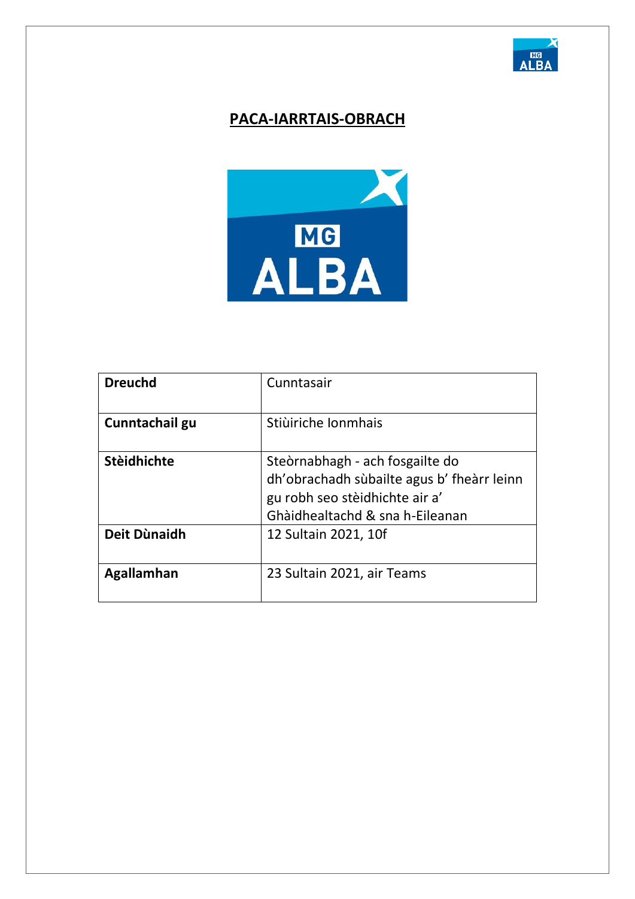# PACA-IARRTAIS-OBRACH

| Dreuchd | Cunntasair |
|---|---|
| **Cunntachail gu** | Stiùiriche Ionmhais |
| **Stèidhichte** | Steòrnabhagh - ach fosgailte do dh'obrachadh sùbailte agus b' fheàrr leinn gu robh seo stèidhichte air a' Ghàidhealtachd & sna h-Eileanan |
| **Deit Dùnaidh** | 12 Sultain 2021, 10f |
| **Agallamhan** | 23 Sultain 2021, air Teams |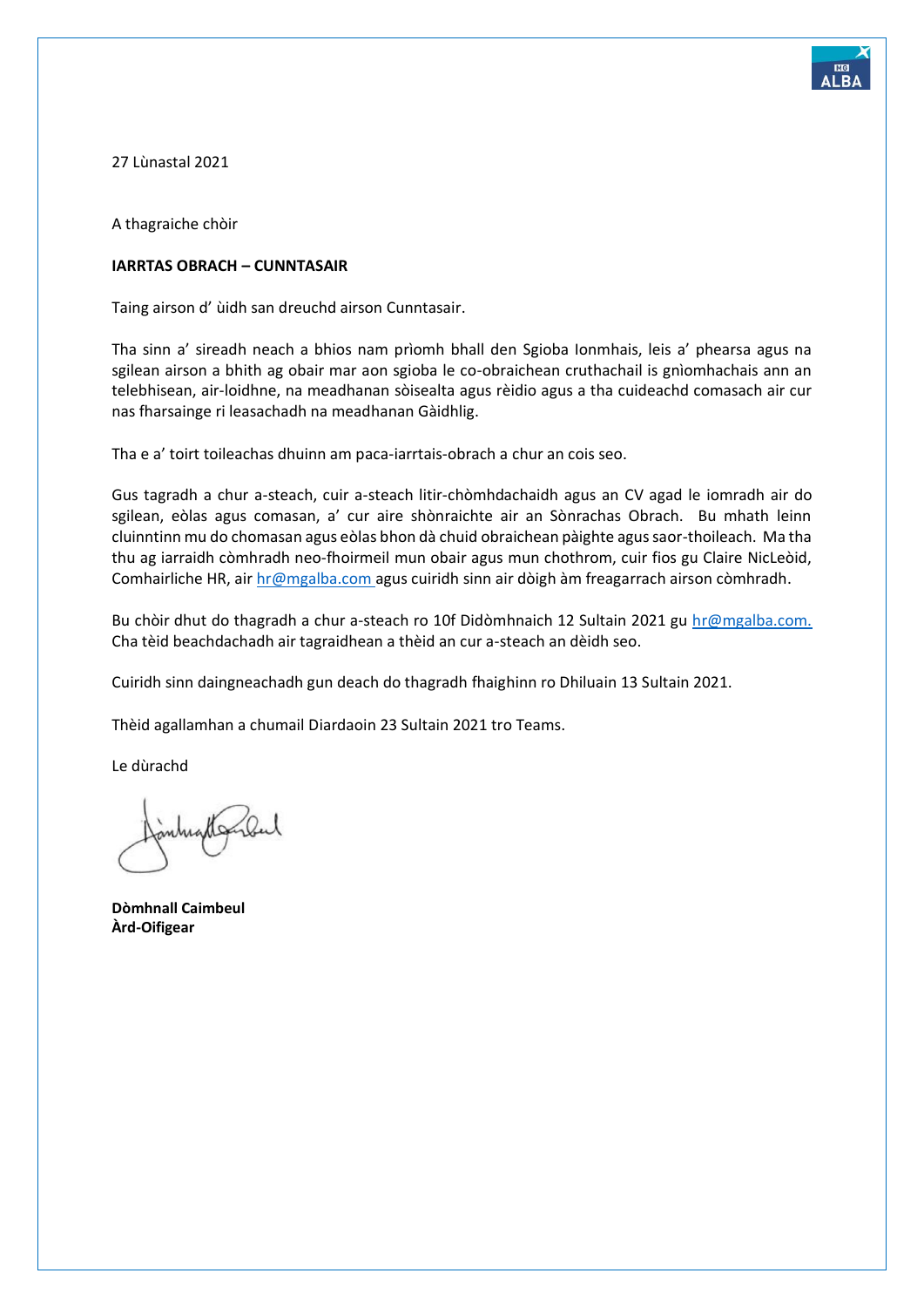27 Lùnastal 2021

A thagraiche chòir

**IARRTAS OBRACH – CUNNTASAIR**

Taing airson d' ùidh san dreuchd airson Cunntasair.

Tha sinn a' sireadh neach a bhios nam prìomh bhall den Sgioba Ionmhais, leis a' phearsa agus na sgilean airson a bhith ag obair mar aon sgioba le co-obraichean cruthachail is gnìomhachais ann an telebhisean, air-loidhne, na meadhanan sòisealta agus rèidio agus a tha cuideachd comasach air cur nas fharsainge ri leasachadh na meadhanan Gàidhlig.

Tha e a' toirt toileachas dhuinn am paca-iarrtais-obrach a chur an cois seo.

Gus tagradh a chur a-steach, cuir a-steach litir-chòmhdachaidh agus an CV agad le iomradh air do sgilean, eòlas agus comasan, a' cur aire shònraichte air an Sònrachas Obrach. Bu mhath leinn cluinntinn mu do chomasan agus eòlas bhon dà chuid obraichean pàighte agus saor-thoileach. Ma tha thu ag iarraidh còmhradh neo-fhoirmeil mun obair agus mun chothrom, cuir fios gu Claire NicLeòid, Comhairliche HR, air hr@mgalba.com agus cuiridh sinn air dòigh àm freagarrach airson còmhradh.

Bu chòir dhut do thagradh a chur a-steach ro 10f Didòmhnaich 12 Sultain 2021 gu hr@mgalba.com. Cha tèid beachdachadh air tagraidhean a thèid an cur a-steach an dèidh seo.

Cuiridh sinn daingneachadh gun deach do thagradh fhaighinn ro Dhiluain 13 Sultain 2021.

Thèid agallamhan a chumail Diardaoin 23 Sultain 2021 tro Teams.

Le dùrachd

**Dòmhnall Caimbeul**
**Àrd-Oifigear**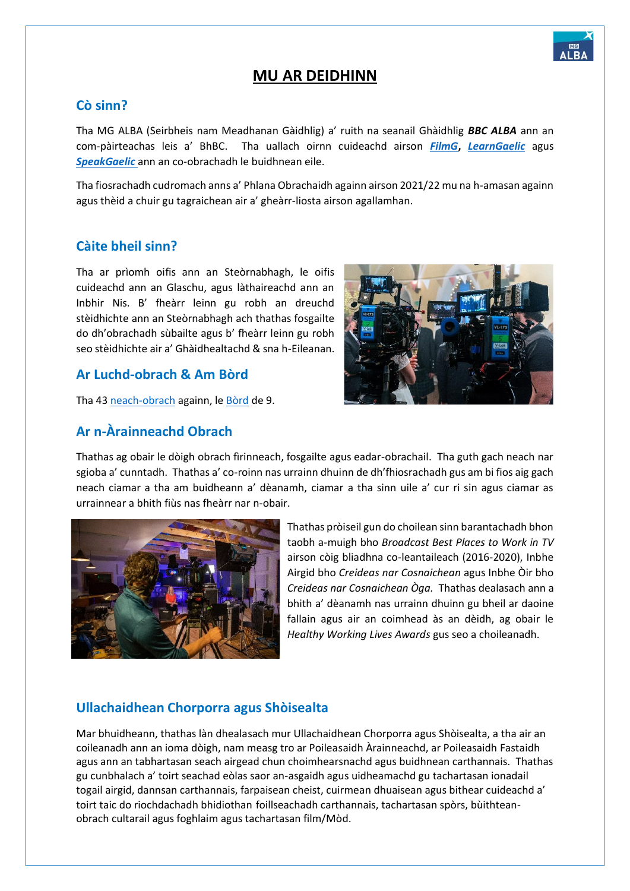# MU AR DEIDHINN

## Cò sinn?

Tha MG ALBA (Seirbheis nam Meadhanan Gàidhlig) a' ruith na seanail Ghàidhlig ***BBC ALBA*** ann an com-pàirteachas leis a' BhBC. Tha uallach oirnn cuideachd airson ***FilmG***, ***LearnGaelic*** agus ***SpeakGaelic*** ann an co-obrachadh le buidhnean eile.

Tha fiosrachadh cudromach anns a' Phlana Obrachaidh againn airson 2021/22 mu na h-amasan againn agus thèid a chuir gu tagraichean air a' gheàrr-liosta airson agallamhan.

## Càite bheil sinn?

Tha ar prìomh oifis ann an Steòrnabhagh, le oifis cuideachd ann an Glaschu, agus làthaireachd ann an Inbhir Nis. B' fheàrr leinn gu robh an dreuchd stèidhichte ann an Steòrnabhagh ach thathas fosgailte do dh'obrachadh sùbailte agus b' fheàrr leinn gu robh seo stèidhichte air a' Ghàidhealtachd & sna h-Eileanan.

## Ar Luchd-obrach & Am Bòrd

Tha 43 neach-obrach againn, le Bòrd de 9.

## Ar n-Àrainneachd Obrach

Thathas ag obair le dòigh obrach fìrinneach, fosgailte agus eadar-obrachail. Tha guth gach neach nar sgioba a' cunntadh. Thathas a' co-roinn nas urrainn dhuinn de dh'fhiosrachadh gus am bi fios aig gach neach ciamar a tha am buidheann a' dèanamh, ciamar a tha sinn uile a' cur ri sin agus ciamar as urrainnear a bhith fiùs nas fheàrr nar n-obair.

Thathas pròiseil gun do choilean sinn barantachadh bhon taobh a-muigh bho *Broadcast Best Places to Work in TV* airson còig bliadhna co-leantaileach (2016-2020), Inbhe Airgid bho *Creideas nar Cosnaichean* agus Inbhe Òir bho *Creideas nar Cosnaichean Òga.* Thathas dealasach ann a bhith a' dèanamh nas urrainn dhuinn gu bheil ar daoine fallain agus air an coimhead às an dèidh, ag obair le *Healthy Working Lives Awards* gus seo a choileanadh.

## Ullachaidhean Chorporra agus Shòisealta

Mar bhuidheann, thathas làn dhealasach mur Ullachaidhean Chorporra agus Shòisealta, a tha air an coileanadh ann an ioma dòigh, nam measg tro ar Poileasaidh Àrainneachd, ar Poileasaidh Fastaidh agus ann an tabhartasan seach airgead chun choimhearsnachd agus buidhnean carthannais. Thathas gu cunbhalach a' toirt seachad eòlas saor an-asgaidh agus uidheamachd gu tachartasan ionadail togail airgid, dannsan carthannais, farpaisean cheist, cuirmean dhuaisean agus bithear cuideachd a' toirt taic do riochdachadh bhidiothan foillseachadh carthannais, tachartasan spòrs, bùithtean-obrach cultarail agus foghlaim agus tachartasan film/Mòd.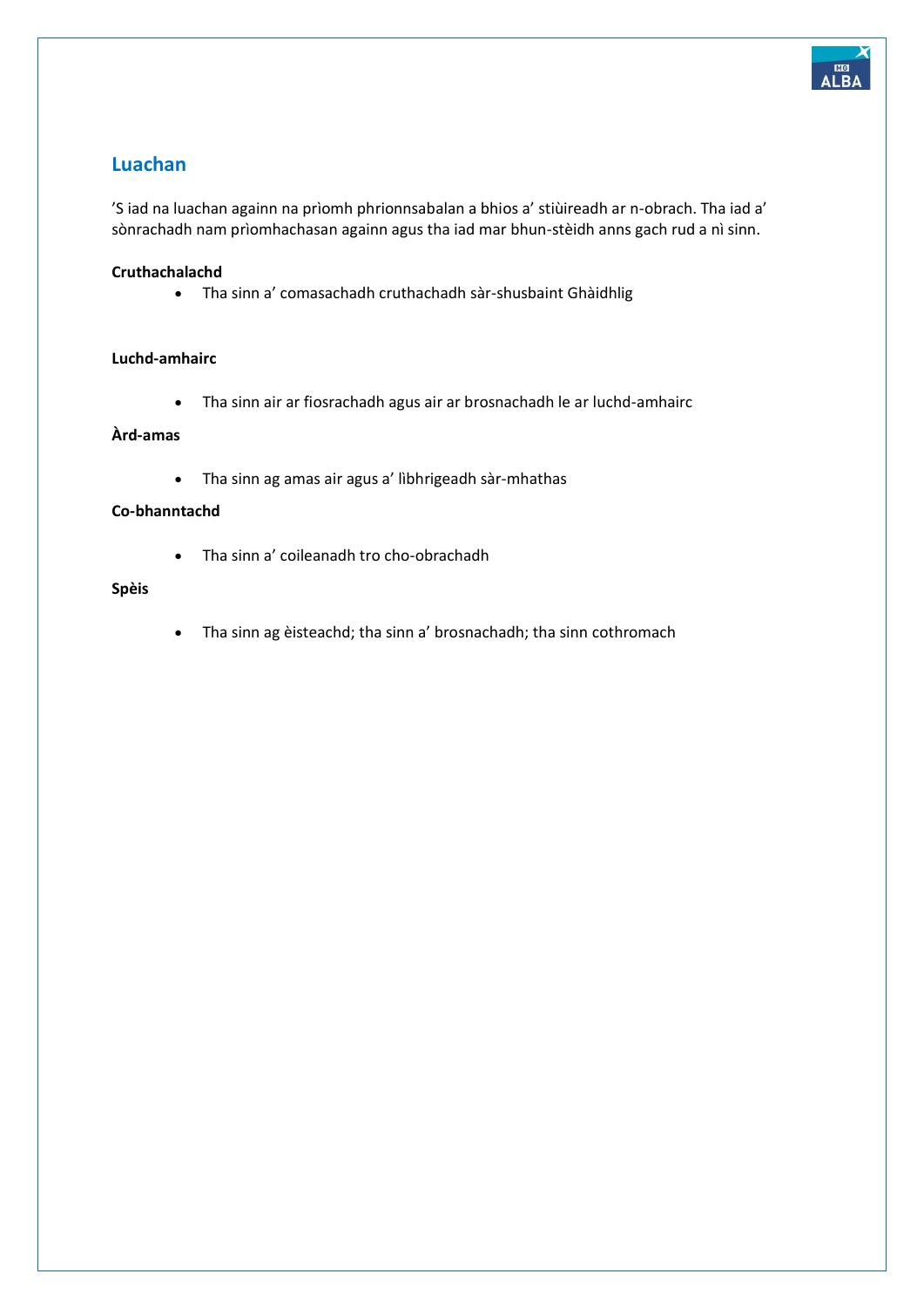## Luachan

'S iad na luachan againn na prìomh phrionnsabalan a bhios a' stiùireadh ar n-obrach. Tha iad a' sònrachadh nam prìomhachasan againn agus tha iad mar bhun-stèidh anns gach rud a nì sinn.

**Cruthachalachd**

- Tha sinn a' comasachadh cruthachadh sàr-shusbaint Ghàidhlig

**Luchd-amhairc**

- Tha sinn air ar fiosrachadh agus air ar brosnachadh le ar luchd-amhairc

**Àrd-amas**

- Tha sinn ag amas air agus a' lìbhrigeadh sàr-mhathas

**Co-bhanntachd**

- Tha sinn a' coileanadh tro cho-obrachadh

**Spèis**

- Tha sinn ag èisteachd; tha sinn a' brosnachadh; tha sinn cothromach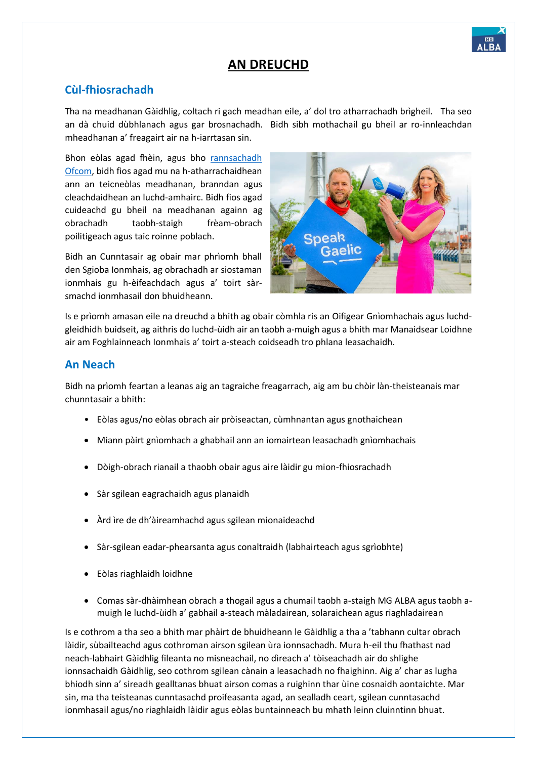# AN DREUCHD

## Cùl-fhiosrachadh

Tha na meadhanan Gàidhlig, coltach ri gach meadhan eile, a' dol tro atharrachadh brìgheil. Tha seo an dà chuid dùbhlanach agus gar brosnachadh. Bidh sibh mothachail gu bheil ar ro-innleachdan mheadhanan a' freagairt air na h-iarrtasan sin.

Bhon eòlas agad fhèin, agus bho [rannsachadh Ofcom](), bidh fios agad mu na h-atharrachaidhean ann an teicneòlas meadhanan, branndan agus cleachdaidhean an luchd-amhairc. Bidh fios agad cuideachd gu bheil na meadhanan againn ag obrachadh taobh-staigh frèam-obrach poilitigeach agus taic roinne poblach.

Bidh an Cunntasair ag obair mar phrìomh bhall den Sgioba Ionmhais, ag obrachadh air siostaman ionmhais gu h-èifeachdach agus a' toirt sàr-smachd ionmhasail don bhuidheann.

Is e prìomh amasan eile na dreuchd a bhith ag obair còmhla ris an Oifigear Gnìomhachais agus luchd-gleidhidh buidseit, ag aithris do luchd-ùidh air an taobh a-muigh agus a bhith mar Manaidsear Loidhne air am Foghlainneach Ionmhais a' toirt a-steach coidseadh tro phlana leasachaidh.

## An Neach

Bidh na prìomh feartan a leanas aig an tagraiche freagarrach, aig am bu chòir làn-theisteanais mar chunntasair a bhith:

- Eòlas agus/no eòlas obrach air pròiseactan, cùmhnantan agus gnothaichean
- Miann pàirt gnìomhach a ghabhail ann an iomairtean leasachadh gnìomhachais
- Dòigh-obrach rianail a thaobh obair agus aire làidir gu mion-fhiosrachadh
- Sàr sgilean eagrachaidh agus planaidh
- Àrd ìre de dh'àireamhachd agus sgilean mionaideachd
- Sàr-sgilean eadar-phearsanta agus conaltraidh (labhairteach agus sgrìobhte)
- Eòlas riaghlaidh loidhne
- Comas sàr-dhàimhean obrach a thogail agus a chumail taobh a-staigh MG ALBA agus taobh a-muigh le luchd-ùidh a' gabhail a-steach màladairean, solaraichean agus riaghladairean

Is e cothrom a tha seo a bhith mar phàirt de bhuidheann le Gàidhlig a tha a 'tabhann cultar obrach làidir, sùbailteachd agus cothroman airson sgilean ùra ionnsachadh. Mura h-eil thu fhathast nad neach-labhairt Gàidhlig fileanta no misneachail, no dìreach a' tòiseachadh air do shlighe ionnsachaidh Gàidhlig, seo cothrom sgilean cànain a leasachadh no fhaighinn. Aig a' char as lugha bhiodh sinn a' sireadh gealltanas bhuat airson comas a ruighinn thar ùine cosnaidh aontaichte. Mar sin, ma tha teisteanas cunntasachd proifeasanta agad, an sealladh ceart, sgilean cunntasachd ionmhasail agus/no riaghlaidh làidir agus eòlas buntainneach bu mhath leinn cluinntinn bhuat.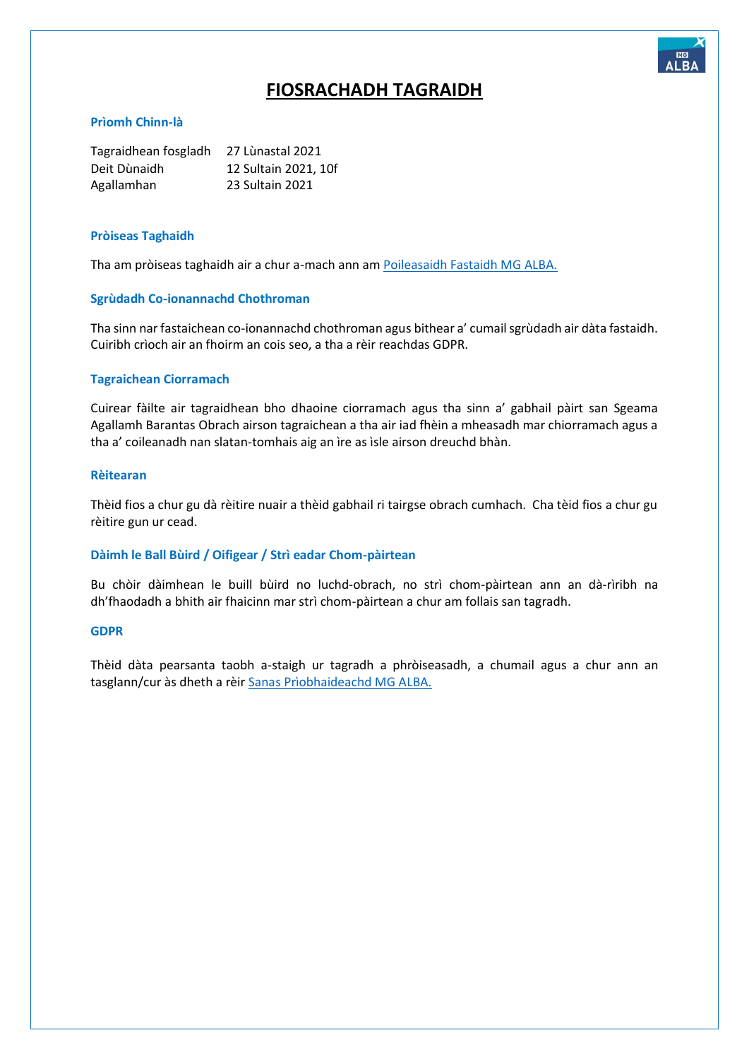# FIOSRACHADH TAGRAIDH

### Prìomh Chinn-là

| | |
|---|---|
| Tagraidhean fosgladh | 27 Lùnastal 2021 |
| Deit Dùnaidh | 12 Sultain 2021, 10f |
| Agallamhan | 23 Sultain 2021 |

### Pròiseas Taghaidh

Tha am pròiseas taghaidh air a chur a-mach ann am [Poileasaidh Fastaidh MG ALBA.]()

### Sgrùdadh Co-ionannachd Chothroman

Tha sinn nar fastaichean co-ionannachd chothroman agus bithear a' cumail sgrùdadh air dàta fastaidh. Cuiribh crìoch air an fhoirm an cois seo, a tha a rèir reachdas GDPR.

### Tagraichean Ciorramach

Cuirear fàilte air tagraidhean bho dhaoine ciorramach agus tha sinn a' gabhail pàirt san Sgeama Agallamh Barantas Obrach airson tagraichean a tha air iad fhèin a mheasadh mar chiorramach agus a tha a' coileanadh nan slatan-tomhais aig an ìre as ìsle airson dreuchd bhàn.

### Rèitearan

Thèid fios a chur gu dà rèitire nuair a thèid gabhail ri tairgse obrach cumhach. Cha tèid fios a chur gu rèitire gun ur cead.

### Dàimh le Ball Bùird / Oifigear / Strì eadar Chom-pàirtean

Bu chòir dàimhean le buill bùird no luchd-obrach, no strì chom-pàirtean ann an dà-rìribh na dh'fhaodadh a bhith air fhaicinn mar strì chom-pàirtean a chur am follais san tagradh.

### GDPR

Thèid dàta pearsanta taobh a-staigh ur tagradh a phròiseasadh, a chumail agus a chur ann an tasglann/cur às dheth a rèir [Sanas Prìobhaideachd MG ALBA.]()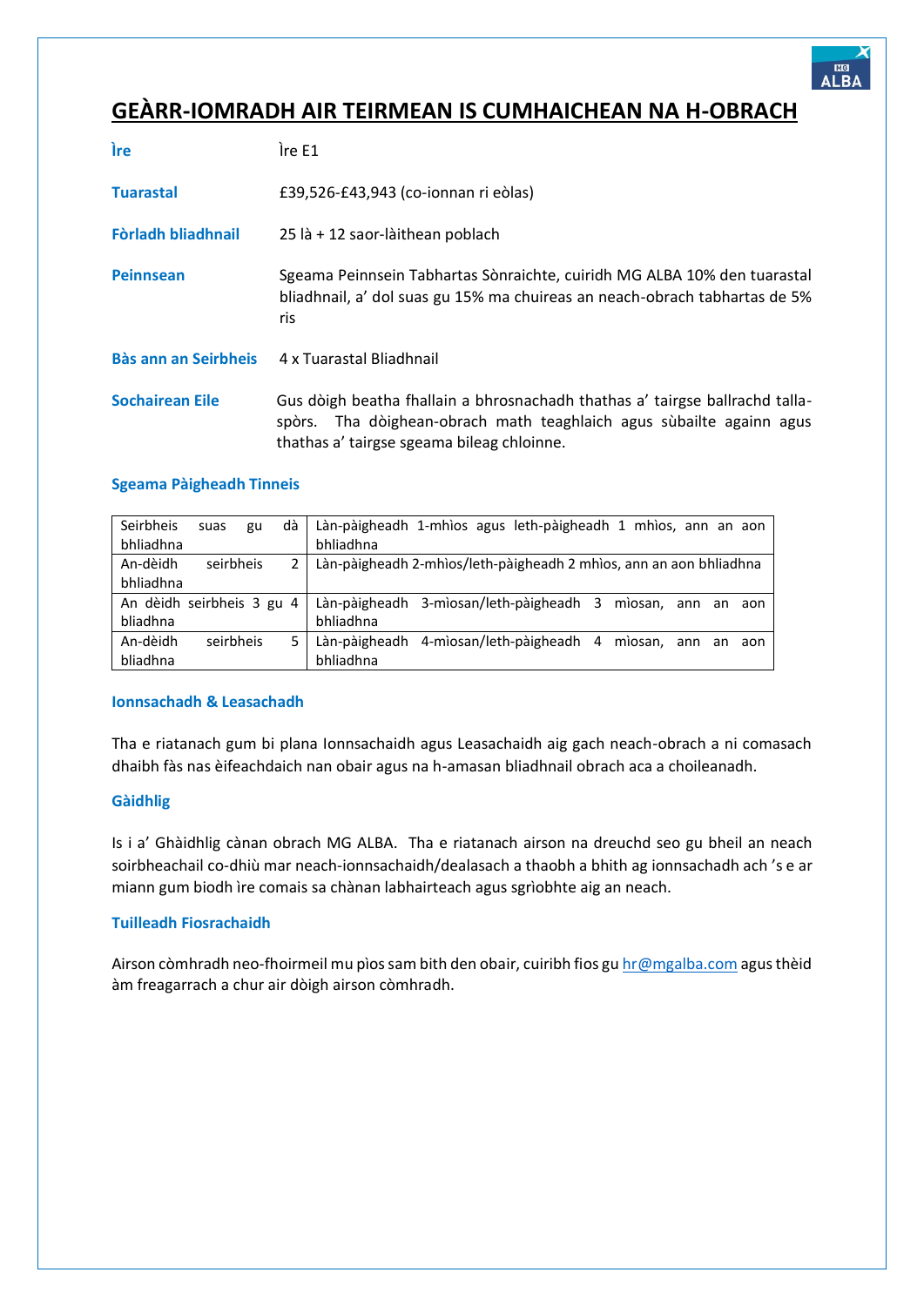# GEÀRR-IOMRADH AIR TEIRMEAN IS CUMHAICHEAN NA H-OBRACH

**Ìre** Ìre E1

**Tuarastal** £39,526-£43,943 (co-ionnan ri eòlas)

**Fòrladh bliadhnail** 25 là + 12 saor-làithean poblach

**Peinnsean** Sgeama Peinnsein Tabhartas Sònraichte, cuiridh MG ALBA 10% den tuarastal bliadhnail, a' dol suas gu 15% ma chuireas an neach-obrach tabhartas de 5% ris

**Bàs ann an Seirbheis** 4 x Tuarastal Bliadhnail

**Sochairean Eile** Gus dòigh beatha fhallain a bhrosnachadh thathas a' tairgse ballrachd talla-spòrs. Tha dòighean-obrach math teaghlaich agus sùbailte againn agus thathas a' tairgse sgeama bileag chloinne.

### Sgeama Pàigheadh Tinneis

| | |
|---|---|
| Seirbheis suas gu dà bhliadhna | Làn-pàigheadh 1-mhìos agus leth-pàigheadh 1 mhìos, ann an aon bhliadhna |
| An-dèidh seirbheis 2 bhliadhna | Làn-pàigheadh 2-mhìos/leth-pàigheadh 2 mhìos, ann an aon bhliadhna |
| An dèidh seirbheis 3 gu 4 bliadhna | Làn-pàigheadh 3-mìosan/leth-pàigheadh 3 mìosan, ann an aon bhliadhna |
| An-dèidh seirbheis 5 bliadhna | Làn-pàigheadh 4-mìosan/leth-pàigheadh 4 mìosan, ann an aon bhliadhna |

### Ionnsachadh & Leasachadh

Tha e riatanach gum bi plana Ionnsachaidh agus Leasachaidh aig gach neach-obrach a ni comasach dhaibh fàs nas èifeachdaich nan obair agus na h-amasan bliadhnail obrach aca a choileanadh.

### Gàidhlig

Is i a' Ghàidhlig cànan obrach MG ALBA. Tha e riatanach airson na dreuchd seo gu bheil an neach soirbheachail co-dhiù mar neach-ionnsachaidh/dealasach a thaobh a bhith ag ionnsachadh ach 's e ar miann gum biodh ìre comais sa chànan labhairteach agus sgrìobhte aig an neach.

### Tuilleadh Fiosrachaidh

Airson còmhradh neo-fhoirmeil mu pìos sam bith den obair, cuiribh fios gu hr@mgalba.com agus thèid àm freagarrach a chur air dòigh airson còmhradh.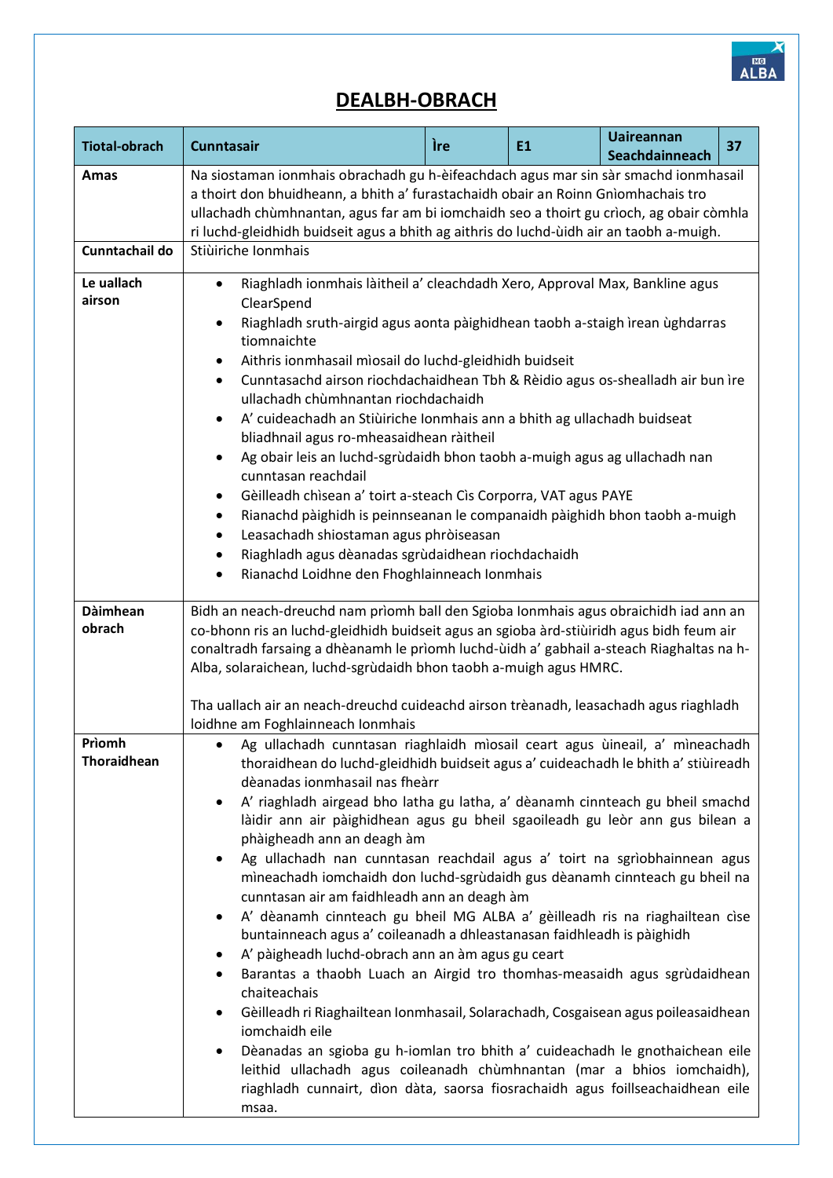# DEALBH-OBRACH

| Tiotal-obrach | Cunntasair | Ìre | E1 | Uaireannan Seachdainneach | 37 |
|---|---|---|---|---|---|
| **Amas** | Na siostaman ionmhais obrachadh gu h-èifeachdach agus mar sin sàr smachd ionmhasail a thoirt don bhuidheann, a bhith a' furastachaidh obair an Roinn Gnìomhachais tro ullachadh chùmhnantan, agus far am bi iomchaidh seo a thoirt gu crìoch, ag obair còmhla ri luchd-gleidhidh buidseit agus a bhith ag aithris do luchd-ùidh air an taobh a-muigh. | | | | |
| **Cunntachail do** | Stiùiriche Ionmhais | | | | |
| **Le uallach airson** | • Riaghladh ionmhais làitheil a' cleachdadh Xero, Approval Max, Bankline agus ClearSpend<br>• Riaghladh sruth-airgid agus aonta pàighidhean taobh a-staigh ìrean ùghdarras tiomnaichte<br>• Aithris ionmhasail mìosail do luchd-gleidhidh buidseit<br>• Cunntasachd airson riochdachaidhean Tbh & Rèidio agus os-shealladh air bun ìre ullachadh chùmhnantan riochdachaidh<br>• A' cuideachadh an Stiùiriche Ionmhais ann a bhith ag ullachadh buidseat bliadhnail agus ro-mheasaidhean ràitheil<br>• Ag obair leis an luchd-sgrùdaidh bhon taobh a-muigh agus ag ullachadh nan cunntasan reachdail<br>• Gèilleadh chìsean a' toirt a-steach Cìs Corporra, VAT agus PAYE<br>• Rianachd pàighidh is peinnseanan le companaidh pàighidh bhon taobh a-muigh<br>• Leasachadh shiostaman agus phròiseasan<br>• Riaghladh agus dèanadas sgrùdaidhean riochdachaidh<br>• Rianachd Loidhne den Fhoghlainneach Ionmhais | | | | |
| **Dàimhean obrach** | Bidh an neach-dreuchd nam prìomh ball den Sgioba Ionmhais agus obraichidh iad ann an co-bhonn ris an luchd-gleidhidh buidseit agus an sgioba àrd-stiùiridh agus bidh feum air conaltradh farsaing a dhèanamh le prìomh luchd-ùidh a' gabhail a-steach Riaghaltas na h-Alba, solaraichean, luchd-sgrùdaidh bhon taobh a-muigh agus HMRC.<br><br>Tha uallach air an neach-dreuchd cuideachd airson trèanadh, leasachadh agus riaghladh loidhne am Foghlainneach Ionmhais | | | | |
| **Prìomh Thoraidhean** | • Ag ullachadh cunntasan riaghlaidh mìosail ceart agus ùineail, a' mìneachadh thoraidhean do luchd-gleidhidh buidseit agus a' cuideachadh le bhith a' stiùireadh dèanadas ionmhasail nas fheàrr<br>• A' riaghladh airgead bho latha gu latha, a' dèanamh cinnteach gu bheil smachd làidir ann air pàighidhean agus gu bheil sgaoileadh gu leòr ann gus bilean a phàigheadh ann an deagh àm<br>• Ag ullachadh nan cunntasan reachdail agus a' toirt na sgrìobhainnean agus mìneachadh iomchaidh don luchd-sgrùdaidh gus dèanamh cinnteach gu bheil na cunntasan air am faidhleadh ann an deagh àm<br>• A' dèanamh cinnteach gu bheil MG ALBA a' gèilleadh ris na riaghailtean cìse buntainneach agus a' coileanadh a dhleastanasan faidhleadh is pàighidh<br>• A' pàigheadh luchd-obrach ann an àm agus gu ceart<br>• Barantas a thaobh Luach an Airgid tro thomhas-measaidh agus sgrùdaidhean chaiteachais<br>• Gèilleadh ri Riaghailtean Ionmhasail, Solarachadh, Cosgaisean agus poileasaidhean iomchaidh eile<br>• Dèanadas an sgioba gu h-iomlan tro bhith a' cuideachadh le gnothaichean eile leithid ullachadh agus coileanadh chùmhnantan (mar a bhios iomchaidh), riaghladh cunnairt, dìon dàta, saorsa fiosrachaidh agus foillseachaidhean eile msaa. | | | | |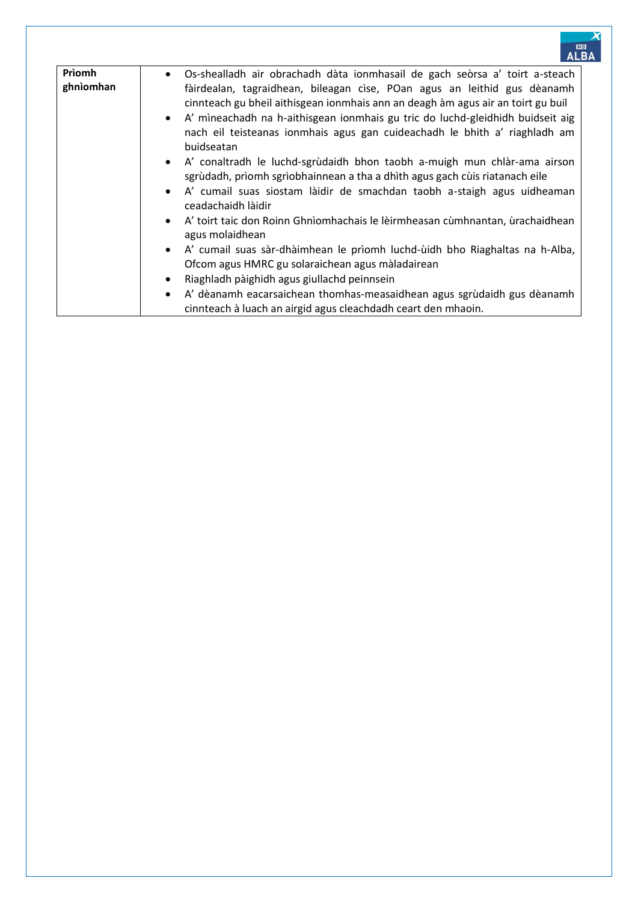| Prìomh ghnìomhan | • Os-shealladh air obrachadh dàta ionmhasail de gach seòrsa a' toirt a-steach fàirdealan, tagraidhean, bileagan cìse, POan agus an leithid gus dèanamh cinnteach gu bheil aithisgean ionmhais ann an deagh àm agus air an toirt gu buil<br>• A' mìneachadh na h-aithisgean ionmhais gu tric do luchd-gleidhidh buidseit aig nach eil teisteanas ionmhais agus gan cuideachadh le bhith a' riaghladh am buidseatan<br>• A' conaltradh le luchd-sgrùdaidh bhon taobh a-muigh mun chlàr-ama airson sgrùdadh, prìomh sgrìobhainnean a tha a dhìth agus gach cùis riatanach eile<br>• A' cumail suas siostam làidir de smachdan taobh a-staigh agus uidheaman ceadachaidh làidir<br>• A' toirt taic don Roinn Ghnìomhachais le lèirmheasan cùmhnantan, ùrachaidhean agus molaidhean<br>• A' cumail suas sàr-dhàimhean le prìomh luchd-ùidh bho Riaghaltas na h-Alba, Ofcom agus HMRC gu solaraichean agus màladairean<br>• Riaghladh pàighidh agus giullachd peinnsein<br>• A' dèanamh eacarsaichean thomhas-measaidhean agus sgrùdaidh gus dèanamh cinnteach à luach an airgid agus cleachdadh ceart den mhaoin. |
|---|---|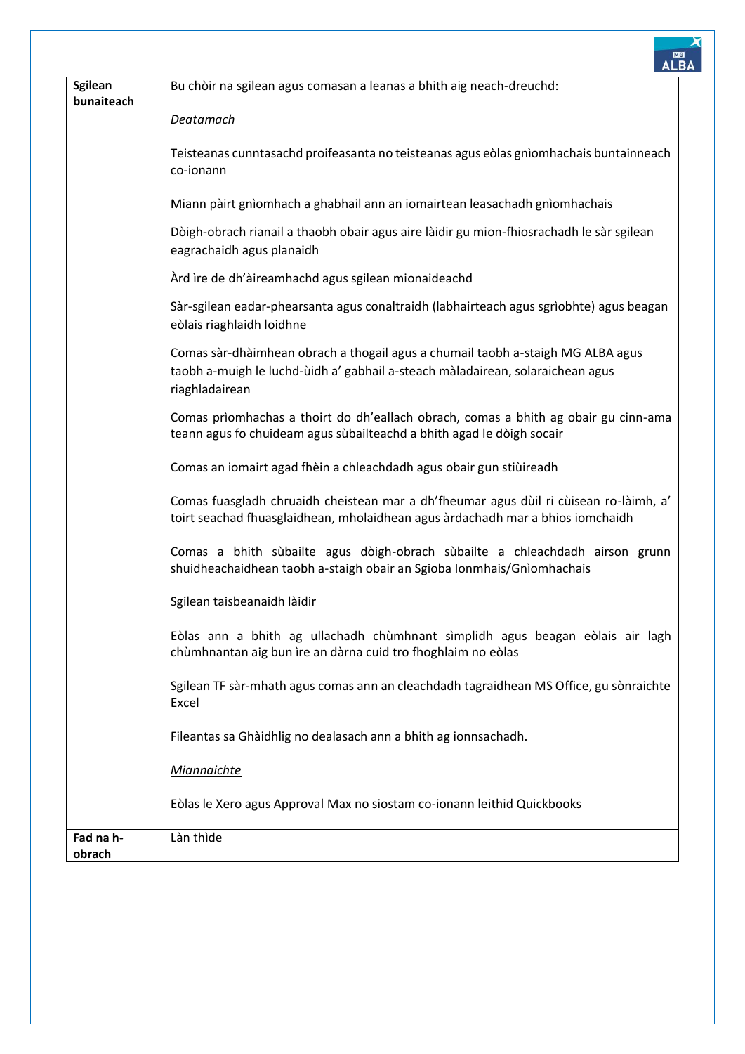| | |
|---|---|
| **Sgilean bunaiteach** | Bu chòir na sgilean agus comasan a leanas a bhith aig neach-dreuchd:<br><br>_Deatamach_<br><br>Teisteanas cunntasachd proifeasanta no teisteanas agus eòlas gnìomhachais buntainneach co-ionann<br><br>Miann pàirt gnìomhach a ghabhail ann an iomairtean leasachadh gnìomhachais<br><br>Dòigh-obrach rianail a thaobh obair agus aire làidir gu mion-fhiosrachadh le sàr sgilean eagrachaidh agus planaidh<br><br>Àrd ìre de dh'àireamhachd agus sgilean mionaideachd<br><br>Sàr-sgilean eadar-phearsanta agus conaltraidh (labhairteach agus sgrìobhte) agus beagan eòlais riaghlaidh loidhne<br><br>Comas sàr-dhàimhean obrach a thogail agus a chumail taobh a-staigh MG ALBA agus taobh a-muigh le luchd-ùidh a' gabhail a-steach màladairean, solaraichean agus riaghladairean<br><br>Comas prìomhachas a thoirt do dh'eallach obrach, comas a bhith ag obair gu cinn-ama teann agus fo chuideam agus sùbailteachd a bhith agad le dòigh socair<br><br>Comas an iomairt agad fhèin a chleachdadh agus obair gun stiùireadh<br><br>Comas fuasgladh chruaidh cheistean mar a dh'fheumar agus dùil ri cùisean ro-làimh, a' toirt seachad fhuasglaidhean, mholaidhean agus àrdachadh mar a bhios iomchaidh<br><br>Comas a bhith sùbailte agus dòigh-obrach sùbailte a chleachdadh airson grunn shuidheachaidhean taobh a-staigh obair an Sgioba Ionmhais/Gnìomhachais<br><br>Sgilean taisbeanaidh làidir<br><br>Eòlas ann a bhith ag ullachadh chùmhnant sìmplidh agus beagan eòlais air lagh chùmhnantan aig bun ìre an dàrna cuid tro fhoghlaim no eòlas<br><br>Sgilean TF sàr-mhath agus comas ann an cleachdadh tagraidhean MS Office, gu sònraichte Excel<br><br>Fileantas sa Ghàidhlig no dealasach ann a bhith ag ionnsachadh.<br><br>_Miannaichte_<br><br>Eòlas le Xero agus Approval Max no siostam co-ionann leithid Quickbooks |
| **Fad na h-obrach** | Làn thìde |